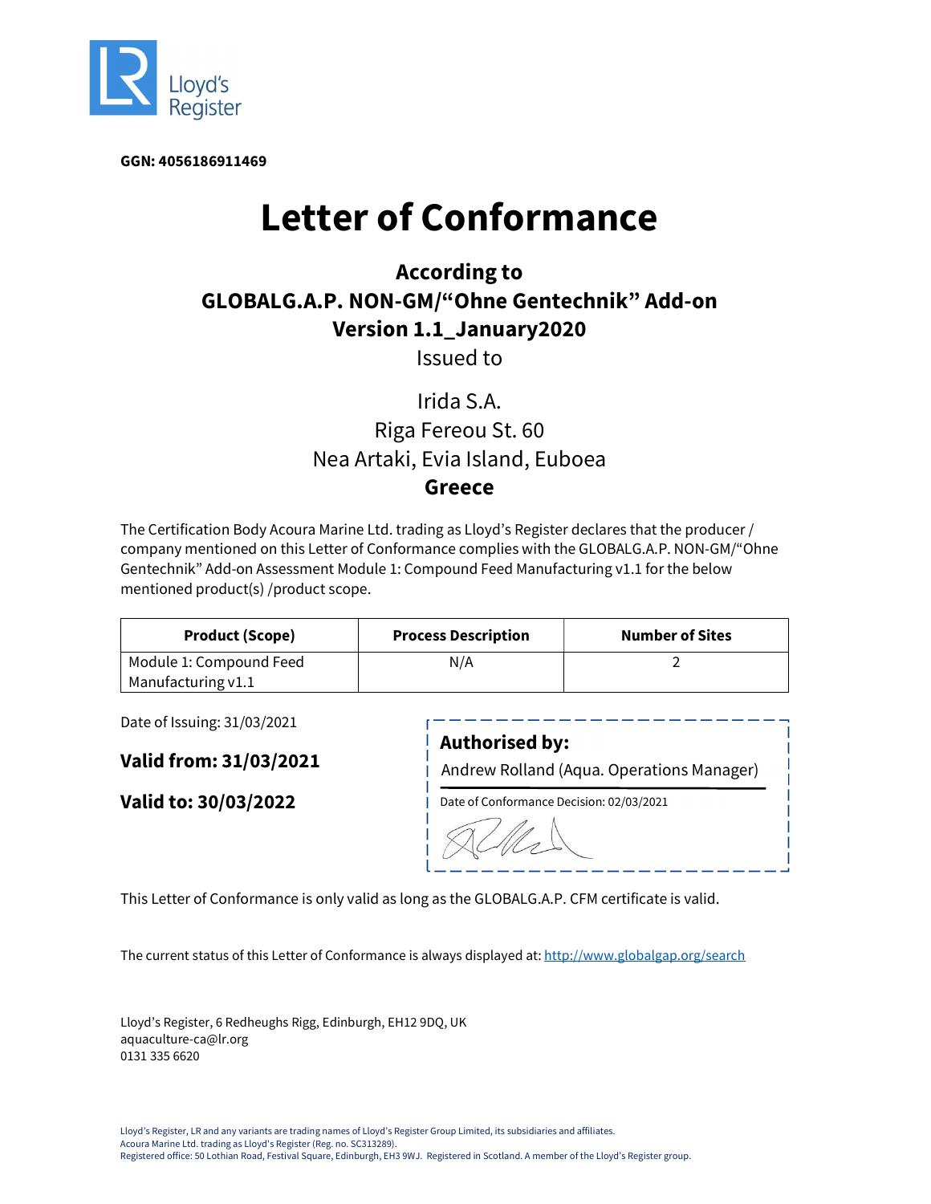Lloyd's Register

**GGN: 4056186911469**

# Letter of Conformance

## According to
## GLOBALG.A.P. NON-GM/"Ohne Gentechnik" Add-on
## Version 1.1_January2020

Issued to

Irida S.A.
Riga Fereou St. 60
Nea Artaki, Evia Island, Euboea
**Greece**

The Certification Body Acoura Marine Ltd. trading as Lloyd's Register declares that the producer / company mentioned on this Letter of Conformance complies with the GLOBALG.A.P. NON-GM/"Ohne Gentechnik" Add-on Assessment Module 1: Compound Feed Manufacturing v1.1 for the below mentioned product(s) /product scope.

| Product (Scope) | Process Description | Number of Sites |
| --- | --- | --- |
| Module 1: Compound Feed Manufacturing v1.1 | N/A | 2 |

Date of Issuing: 31/03/2021

**Valid from: 31/03/2021**

**Valid to: 30/03/2022**

**Authorised by:**
Andrew Rolland (Aqua. Operations Manager)

Date of Conformance Decision: 02/03/2021

This Letter of Conformance is only valid as long as the GLOBALG.A.P. CFM certificate is valid.

The current status of this Letter of Conformance is always displayed at: http://www.globalgap.org/search

Lloyd's Register, 6 Redheughs Rigg, Edinburgh, EH12 9DQ, UK
aquaculture-ca@lr.org
0131 335 6620

Lloyd's Register, LR and any variants are trading names of Lloyd's Register Group Limited, its subsidiaries and affiliates.
Acoura Marine Ltd. trading as Lloyd's Register (Reg. no. SC313289).
Registered office: 50 Lothian Road, Festival Square, Edinburgh, EH3 9WJ. Registered in Scotland. A member of the Lloyd's Register group.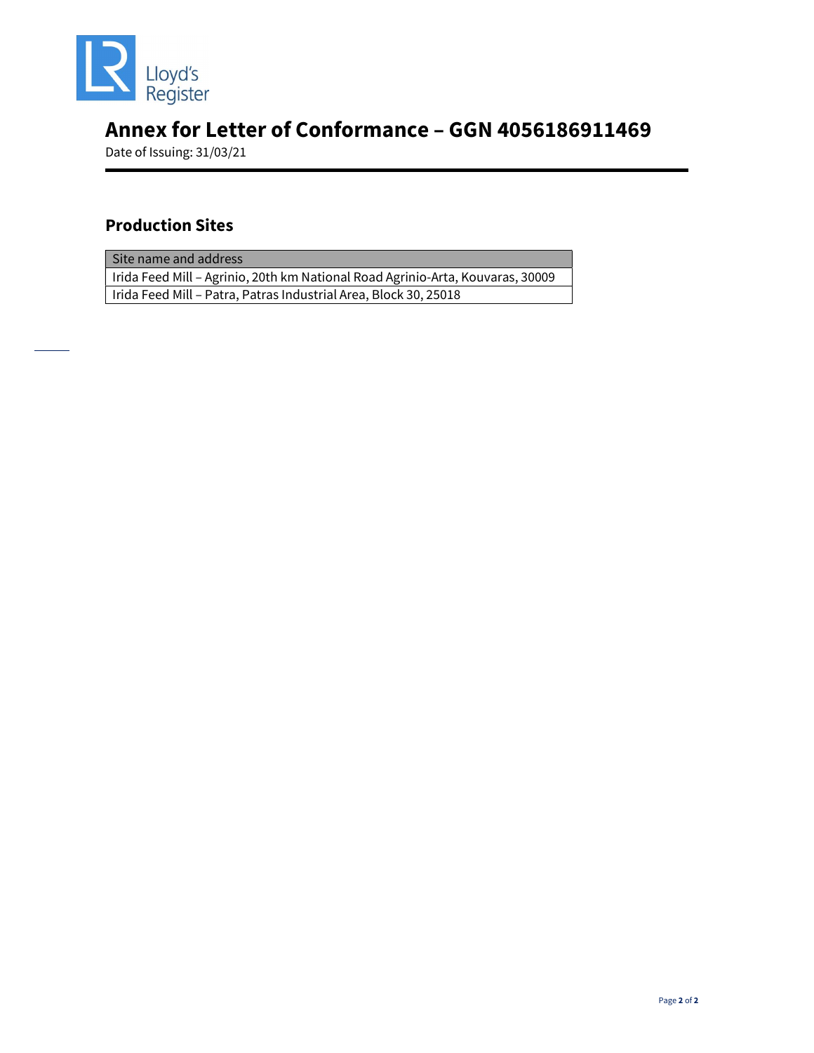# Annex for Letter of Conformance – GGN 4056186911469

Date of Issuing: 31/03/21

## Production Sites

| Site name and address |
|---|
| Irida Feed Mill – Agrinio, 20th km National Road Agrinio-Arta, Kouvaras, 30009 |
| Irida Feed Mill – Patra, Patras Industrial Area, Block 30, 25018 |